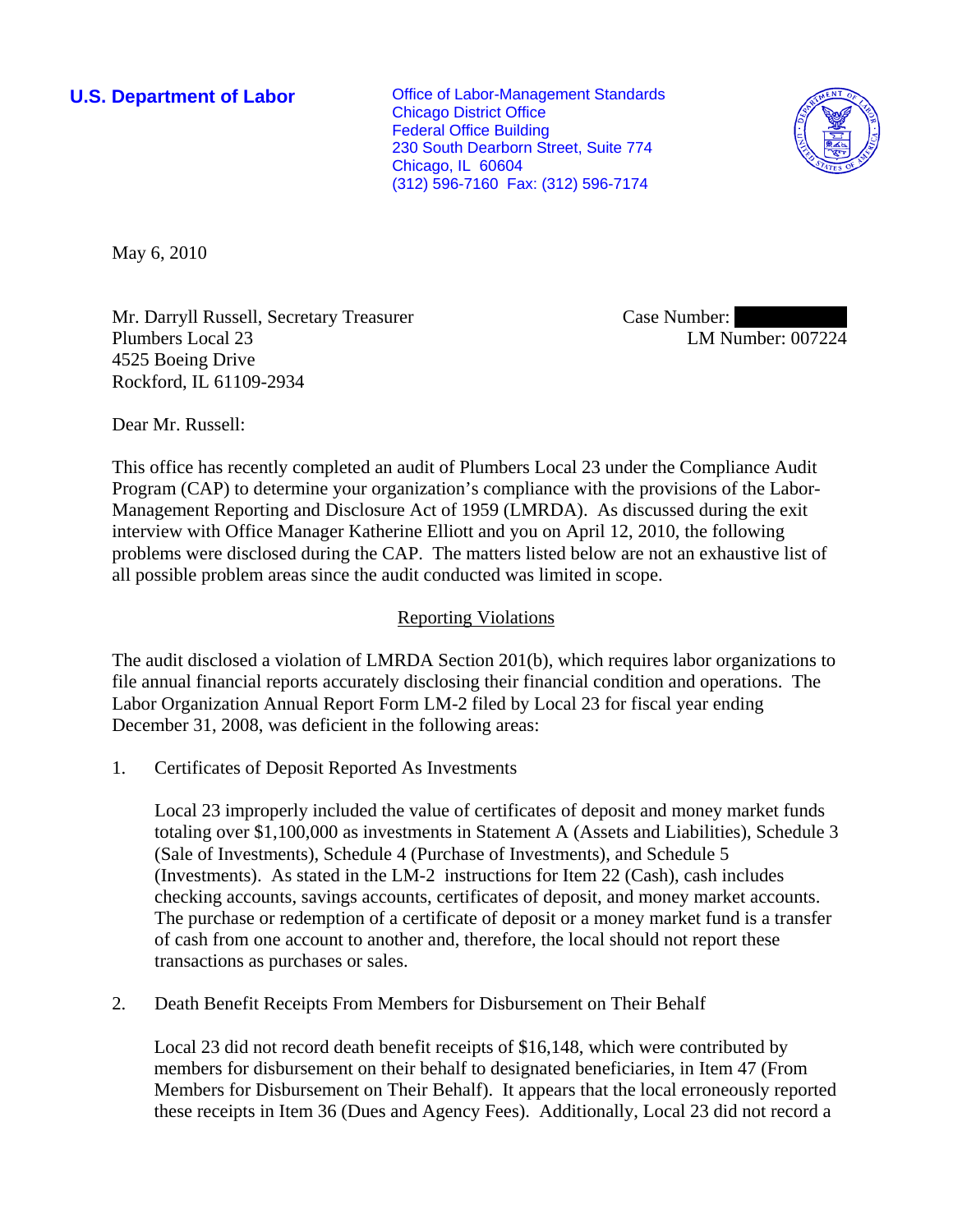**U.S. Department of Labor**

Office of Labor-Management Standards
Chicago District Office
Federal Office Building
230 South Dearborn Street, Suite 774
Chicago, IL 60604
(312) 596-7160 Fax: (312) 596-7174

May 6, 2010

Mr. Darryll Russell, Secretary Treasurer
Plumbers Local 23
4525 Boeing Drive
Rockford, IL 61109-2934

Case Number:
LM Number: 007224

Dear Mr. Russell:

This office has recently completed an audit of Plumbers Local 23 under the Compliance Audit Program (CAP) to determine your organization's compliance with the provisions of the Labor-Management Reporting and Disclosure Act of 1959 (LMRDA). As discussed during the exit interview with Office Manager Katherine Elliott and you on April 12, 2010, the following problems were disclosed during the CAP. The matters listed below are not an exhaustive list of all possible problem areas since the audit conducted was limited in scope.

## Reporting Violations

The audit disclosed a violation of LMRDA Section 201(b), which requires labor organizations to file annual financial reports accurately disclosing their financial condition and operations. The Labor Organization Annual Report Form LM-2 filed by Local 23 for fiscal year ending December 31, 2008, was deficient in the following areas:

1. Certificates of Deposit Reported As Investments

   Local 23 improperly included the value of certificates of deposit and money market funds totaling over $1,100,000 as investments in Statement A (Assets and Liabilities), Schedule 3 (Sale of Investments), Schedule 4 (Purchase of Investments), and Schedule 5 (Investments). As stated in the LM-2 instructions for Item 22 (Cash), cash includes checking accounts, savings accounts, certificates of deposit, and money market accounts. The purchase or redemption of a certificate of deposit or a money market fund is a transfer of cash from one account to another and, therefore, the local should not report these transactions as purchases or sales.

2. Death Benefit Receipts From Members for Disbursement on Their Behalf

   Local 23 did not record death benefit receipts of $16,148, which were contributed by members for disbursement on their behalf to designated beneficiaries, in Item 47 (From Members for Disbursement on Their Behalf). It appears that the local erroneously reported these receipts in Item 36 (Dues and Agency Fees). Additionally, Local 23 did not record a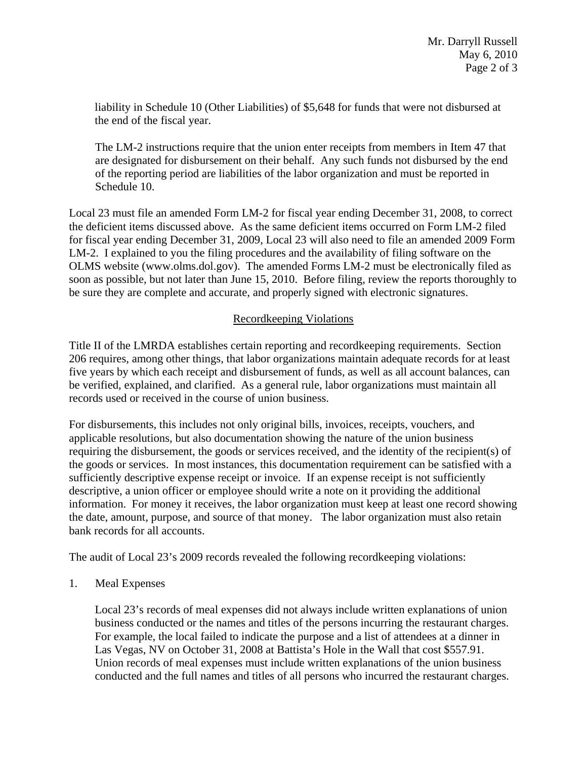liability in Schedule 10 (Other Liabilities) of $5,648 for funds that were not disbursed at the end of the fiscal year.

The LM-2 instructions require that the union enter receipts from members in Item 47 that are designated for disbursement on their behalf. Any such funds not disbursed by the end of the reporting period are liabilities of the labor organization and must be reported in Schedule 10.

Local 23 must file an amended Form LM-2 for fiscal year ending December 31, 2008, to correct the deficient items discussed above. As the same deficient items occurred on Form LM-2 filed for fiscal year ending December 31, 2009, Local 23 will also need to file an amended 2009 Form LM-2. I explained to you the filing procedures and the availability of filing software on the OLMS website (www.olms.dol.gov). The amended Forms LM-2 must be electronically filed as soon as possible, but not later than June 15, 2010. Before filing, review the reports thoroughly to be sure they are complete and accurate, and properly signed with electronic signatures.

## Recordkeeping Violations

Title II of the LMRDA establishes certain reporting and recordkeeping requirements. Section 206 requires, among other things, that labor organizations maintain adequate records for at least five years by which each receipt and disbursement of funds, as well as all account balances, can be verified, explained, and clarified. As a general rule, labor organizations must maintain all records used or received in the course of union business.

For disbursements, this includes not only original bills, invoices, receipts, vouchers, and applicable resolutions, but also documentation showing the nature of the union business requiring the disbursement, the goods or services received, and the identity of the recipient(s) of the goods or services. In most instances, this documentation requirement can be satisfied with a sufficiently descriptive expense receipt or invoice. If an expense receipt is not sufficiently descriptive, a union officer or employee should write a note on it providing the additional information. For money it receives, the labor organization must keep at least one record showing the date, amount, purpose, and source of that money. The labor organization must also retain bank records for all accounts.

The audit of Local 23's 2009 records revealed the following recordkeeping violations:

1. Meal Expenses

   Local 23's records of meal expenses did not always include written explanations of union business conducted or the names and titles of the persons incurring the restaurant charges. For example, the local failed to indicate the purpose and a list of attendees at a dinner in Las Vegas, NV on October 31, 2008 at Battista's Hole in the Wall that cost $557.91. Union records of meal expenses must include written explanations of the union business conducted and the full names and titles of all persons who incurred the restaurant charges.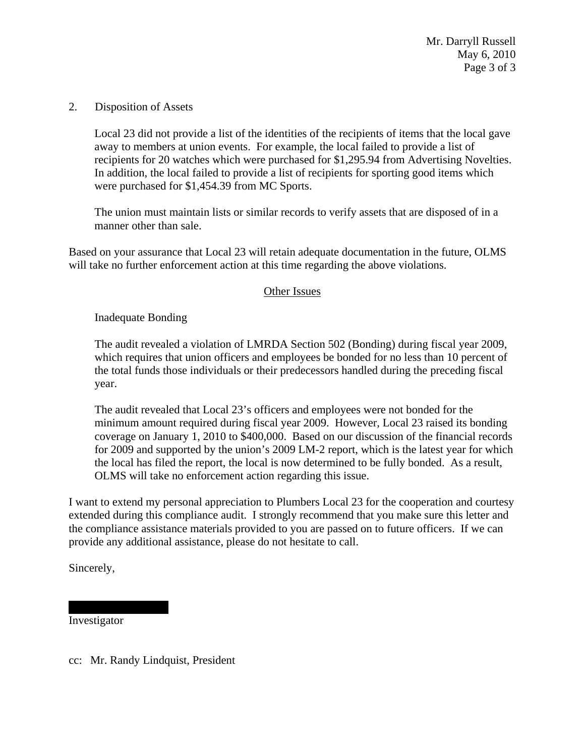2. Disposition of Assets

Local 23 did not provide a list of the identities of the recipients of items that the local gave away to members at union events. For example, the local failed to provide a list of recipients for 20 watches which were purchased for $1,295.94 from Advertising Novelties. In addition, the local failed to provide a list of recipients for sporting good items which were purchased for $1,454.39 from MC Sports.

The union must maintain lists or similar records to verify assets that are disposed of in a manner other than sale.

Based on your assurance that Local 23 will retain adequate documentation in the future, OLMS will take no further enforcement action at this time regarding the above violations.

## Other Issues

Inadequate Bonding

The audit revealed a violation of LMRDA Section 502 (Bonding) during fiscal year 2009, which requires that union officers and employees be bonded for no less than 10 percent of the total funds those individuals or their predecessors handled during the preceding fiscal year.

The audit revealed that Local 23's officers and employees were not bonded for the minimum amount required during fiscal year 2009. However, Local 23 raised its bonding coverage on January 1, 2010 to $400,000. Based on our discussion of the financial records for 2009 and supported by the union's 2009 LM-2 report, which is the latest year for which the local has filed the report, the local is now determined to be fully bonded. As a result, OLMS will take no enforcement action regarding this issue.

I want to extend my personal appreciation to Plumbers Local 23 for the cooperation and courtesy extended during this compliance audit. I strongly recommend that you make sure this letter and the compliance assistance materials provided to you are passed on to future officers. If we can provide any additional assistance, please do not hesitate to call.

Sincerely,

Investigator

cc: Mr. Randy Lindquist, President